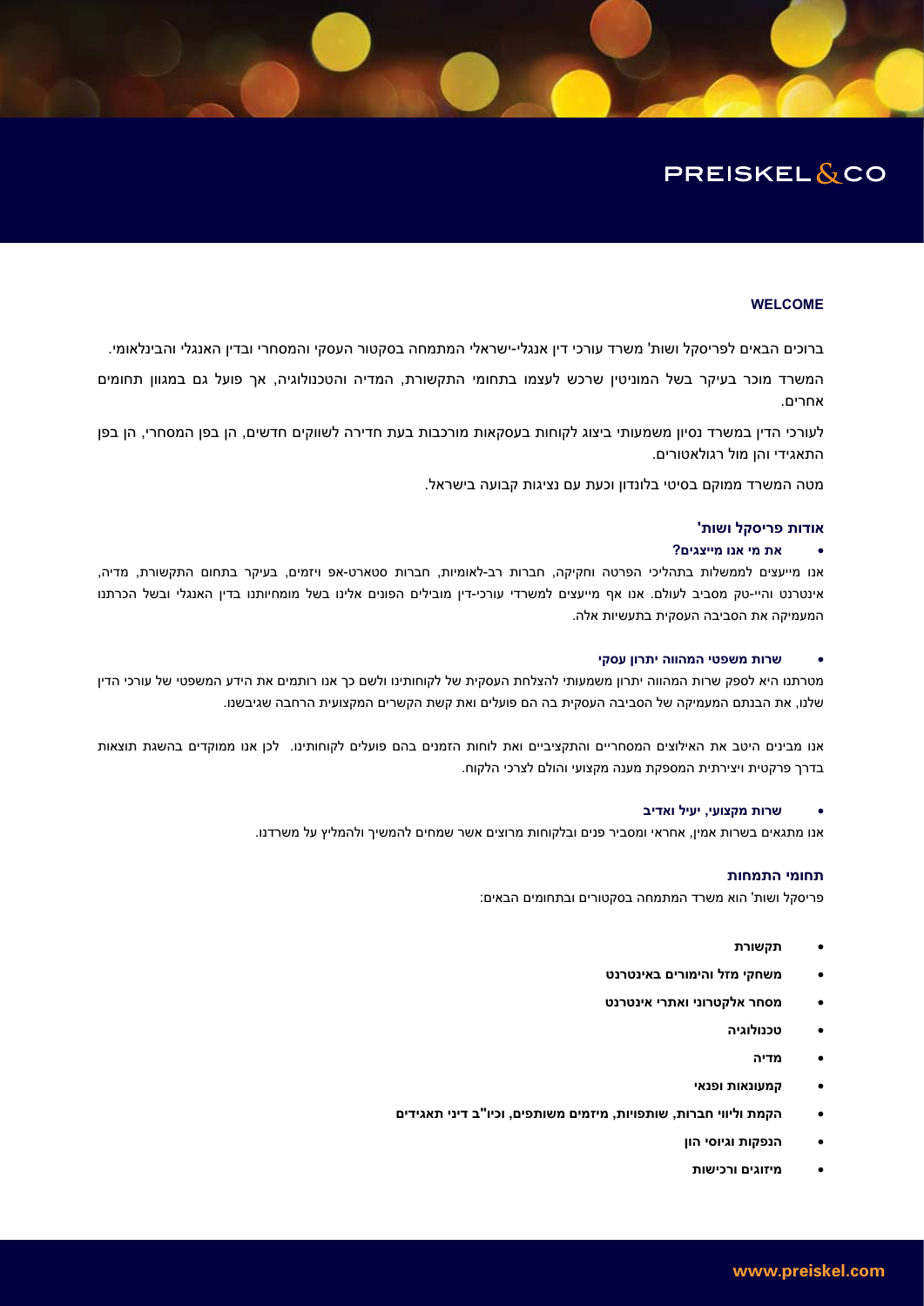PREISKEL&CO

## WELCOME

ברוכים הבאים לפריסקל ושות' משרד עורכי דין אנגלי-ישראלי המתמחה בסקטור העסקי והמסחרי ובדין האנגלי והבינלאומי.

המשרד מוכר בעיקר בשל המוניטין שרכש לעצמו בתחומי התקשורת, המדיה והטכנולוגיה, אך פועל גם במגוון תחומים אחרים.

לעורכי הדין במשרד נסיון משמעותי ביצוג לקוחות בעסקאות מורכבות בעת חדירה לשווקים חדשים, הן בפן המסחרי, הן בפן התאגידי והן מול רגולאטורים.

מטה המשרד ממוקם בסיטי בלונדון וכעת עם נציגות קבועה בישראל.

### אודות פריסקל ושות'

- **את מי אנו מייצגים?**

אנו מייעצים לממשלות בתהליכי הפרטה וחקיקה, חברות רב-לאומיות, חברות סטארט-אפ ויזמים, בעיקר בתחום התקשורת, מדיה, אינטרנט והיי-טק מסביב לעולם. אנו אף מייעצים למשרדי עורכי-דין מובילים הפונים אלינו בשל מומחיותנו בדין האנגלי ובשל הכרתנו המעמיקה את הסביבה העסקית בתעשיות אלה.

- **שרות משפטי המהווה יתרון עסקי**

מטרתנו היא לספק שרות המהווה יתרון משמעותי להצלחת העסקית של לקוחותינו ולשם כך אנו רותמים את הידע המשפטי של עורכי הדין שלנו, את הבנתם המעמיקה של הסביבה העסקית בה הם פועלים ואת קשת הקשרים המקצועית הרחבה שגיבשנו.

אנו מבינים היטב את האילוצים המסחריים והתקציביים ואת לוחות הזמנים בהם פועלים לקוחותינו. לכן אנו ממוקדים בהשגת תוצאות בדרך פרקטית ויצירתית המספקת מענה מקצועי והולם לצרכי הלקוח.

- **שרות מקצועי, יעיל ואדיב**

אנו מתגאים בשרות אמין, אחראי ומסביר פנים ובלקוחות מרוצים אשר שמחים להמשיך ולהמליץ על משרדנו.

### תחומי התמחות

פריסקל ושות' הוא משרד המתמחה בסקטורים ובתחומים הבאים:

- **תקשורת**
- **משחקי מזל והימורים באינטרנט**
- **מסחר אלקטרוני ואתרי אינטרנט**
- **טכנולוגיה**
- **מדיה**
- **קמעונאות ופנאי**
- **הקמת וליווי חברות, שותפויות, מיזמים משותפים, וכיו"ב דיני תאגידים**
- **הנפקות וגיוסי הון**
- **מיזוגים ורכישות**

www.preiskel.com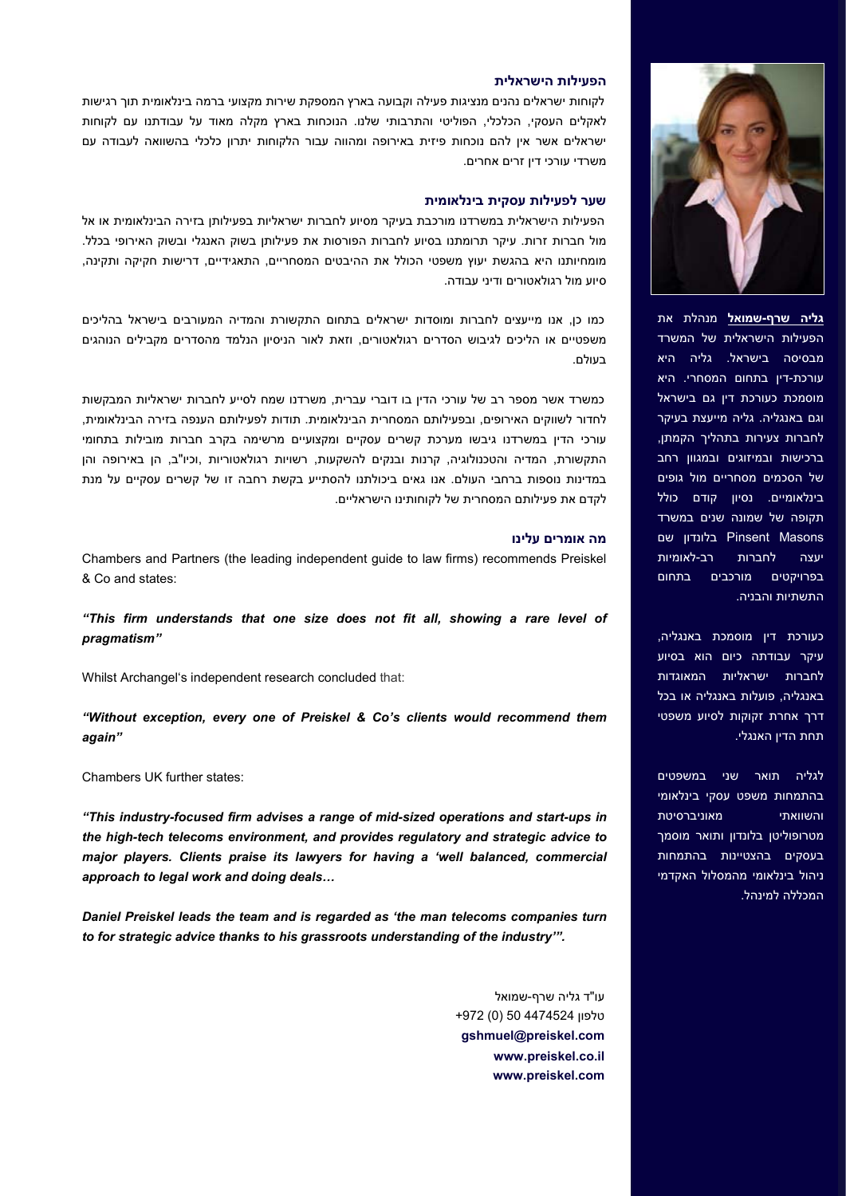## הפעילות הישראלית

לקוחות ישראלים נהנים מנציגות פעילה וקבועה בארץ המספקת שירות מקצועי ברמה בינלאומית תוך רגישות לאקלים העסקי, הכלכלי, הפוליטי והתרבותי שלנו. הנוכחות בארץ מקלה מאוד על עבודתנו עם לקוחות ישראלים אשר אין להם נוכחות פיזית באירופה ומהווה עבור הלקוחות יתרון כלכלי בהשוואה לעבודה עם משרדי עורכי דין זרים אחרים.

## שער לפעילות עסקית בינלאומית

הפעילות הישראלית במשרדנו מורכבת בעיקר מסיוע לחברות ישראליות בפעילותן בזירה הבינלאומית או אל מול חברות זרות. עיקר תרומתנו בסיוע לחברות הפורסות את פעילותן בשוק האנגלי ובשוק האירופי בכלל. מומחיותנו היא בהגשת יעוץ משפטי הכולל את ההיבטים המסחריים, התאגידיים, דרישות חקיקה ותקינה, סיוע מול רגולאטורים ודיני עבודה.

כמו כן, אנו מייעצים לחברות ומוסדות ישראלים בתחום התקשורת והמדיה המעורבים בישראל בהליכים משפטיים או הליכים לגיבוש הסדרים רגולאטורים, וזאת לאור הניסיון הנלמד מהסדרים מקבילים הנוהגים בעולם.

כמשרד אשר מספר רב של עורכי הדין בו דוברי עברית, משרדנו שמח לסייע לחברות ישראליות המבקשות לחדור לשווקים האירופים, ובפעילותם המסחרית הבינלאומית. תודות לפעילותם הענפה בזירה הבינלאומית, עורכי הדין במשרדנו גיבשו מערכת קשרים עסקיים ומקצועיים מרשימה בקרב חברות מובילות בתחומי התקשורת, המדיה והטכנולוגיה, קרנות ובנקים להשקעות, רשויות רגולאטוריות ,וכיו"ב, הן באירופה והן במדינות נוספות ברחבי העולם. אנו גאים ביכולתנו להסתייע בקשת רחבה זו של קשרים עסקיים על מנת לקדם את פעילותם המסחרית של לקוחותינו הישראליים.

## מה אומרים עלינו

Chambers and Partners (the leading independent guide to law firms) recommends Preiskel & Co and states:

***"This firm understands that one size does not fit all, showing a rare level of pragmatism"***

Whilst Archangel's independent research concluded that:

***"Without exception, every one of Preiskel & Co's clients would recommend them again"***

Chambers UK further states:

***"This industry-focused firm advises a range of mid-sized operations and start-ups in the high-tech telecoms environment, and provides regulatory and strategic advice to major players. Clients praise its lawyers for having a 'well balanced, commercial approach to legal work and doing deals…***

***Daniel Preiskel leads the team and is regarded as 'the man telecoms companies turn to for strategic advice thanks to his grassroots understanding of the industry'".***

עו"ד גליה שרף-שמואל
טלפון 4474524 50 (0) 972+
**gshmuel@preiskel.com**
**www.preiskel.co.il**
**www.preiskel.com**

**גליה שרף-שמואל** מנהלת את הפעילות הישראלית של המשרד מבסיסה בישראל. גליה היא עורכת-דין בתחום המסחרי. היא מוסמכת כעורכת דין גם בישראל וגם באנגליה. גליה מייעצת בעיקר לחברות צעירות בתהליך הקמתן, ברכישות ובמיזוגים ובמגוון רחב של הסכמים מסחריים מול גופים בינלאומיים. נסיון קודם כולל תקופה של שמונה שנים במשרד Pinsent Masons בלונדון שם יעצה לחברות רב-לאומיות בפרויקטים מורכבים בתחום התשתיות והבניה.

כעורכת דין מוסמכת באנגליה, עיקר עבודתה כיום הוא בסיוע לחברות ישראליות המאוגדות באנגליה, פועלות באנגליה או בכל דרך אחרת זקוקות לסיוע משפטי תחת הדין האנגלי.

לגליה תואר שני במשפטים בהתמחות משפט עסקי בינלאומי והשוואתי מאוניברסיטת מטרופוליטן בלונדון ותואר מוסמך בעסקים בהצטיינות בהתמחות ניהול בינלאומי מהמסלול האקדמי המכללה למינהל.